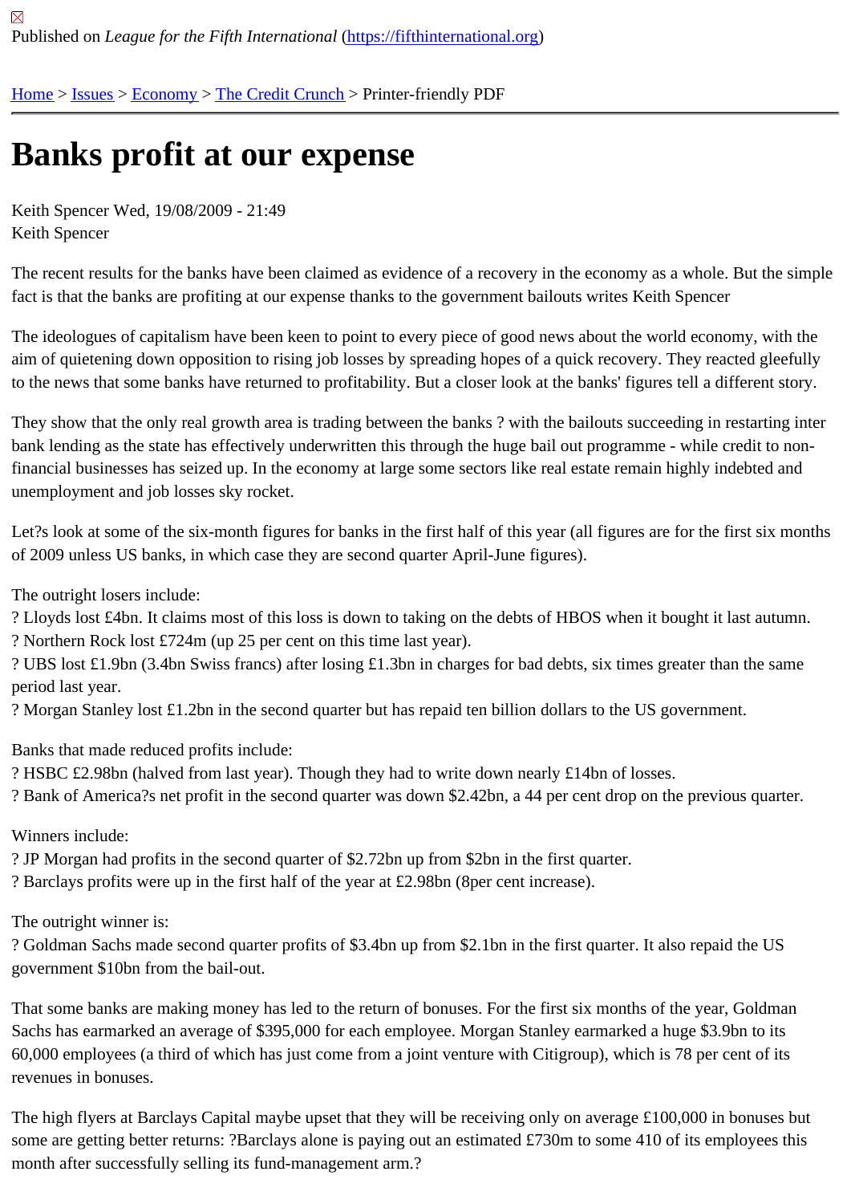Published on *League for the Fifth International* (https://fifthinternational.org)

Home > Issues > Economy > The Credit Crunch > Printer-friendly PDF

# Banks profit at our expense

Keith Spencer Wed, 19/08/2009 - 21:49
Keith Spencer

The recent results for the banks have been claimed as evidence of a recovery in the economy as a whole. But the simple fact is that the banks are profiting at our expense thanks to the government bailouts writes Keith Spencer

The ideologues of capitalism have been keen to point to every piece of good news about the world economy, with the aim of quietening down opposition to rising job losses by spreading hopes of a quick recovery. They reacted gleefully to the news that some banks have returned to profitability. But a closer look at the banks' figures tell a different story.

They show that the only real growth area is trading between the banks ? with the bailouts succeeding in restarting inter bank lending as the state has effectively underwritten this through the huge bail out programme - while credit to non-financial businesses has seized up. In the economy at large some sectors like real estate remain highly indebted and unemployment and job losses sky rocket.

Let?s look at some of the six-month figures for banks in the first half of this year (all figures are for the first six months of 2009 unless US banks, in which case they are second quarter April-June figures).

The outright losers include:
? Lloyds lost £4bn. It claims most of this loss is down to taking on the debts of HBOS when it bought it last autumn.
? Northern Rock lost £724m (up 25 per cent on this time last year).
? UBS lost £1.9bn (3.4bn Swiss francs) after losing £1.3bn in charges for bad debts, six times greater than the same period last year.
? Morgan Stanley lost £1.2bn in the second quarter but has repaid ten billion dollars to the US government.

Banks that made reduced profits include:
? HSBC £2.98bn (halved from last year). Though they had to write down nearly £14bn of losses.
? Bank of America?s net profit in the second quarter was down $2.42bn, a 44 per cent drop on the previous quarter.

Winners include:
? JP Morgan had profits in the second quarter of $2.72bn up from $2bn in the first quarter.
? Barclays profits were up in the first half of the year at £2.98bn (8per cent increase).

The outright winner is:
? Goldman Sachs made second quarter profits of $3.4bn up from $2.1bn in the first quarter. It also repaid the US government $10bn from the bail-out.

That some banks are making money has led to the return of bonuses. For the first six months of the year, Goldman Sachs has earmarked an average of $395,000 for each employee. Morgan Stanley earmarked a huge $3.9bn to its 60,000 employees (a third of which has just come from a joint venture with Citigroup), which is 78 per cent of its revenues in bonuses.

The high flyers at Barclays Capital maybe upset that they will be receiving only on average £100,000 in bonuses but some are getting better returns: ?Barclays alone is paying out an estimated £730m to some 410 of its employees this month after successfully selling its fund-management arm.?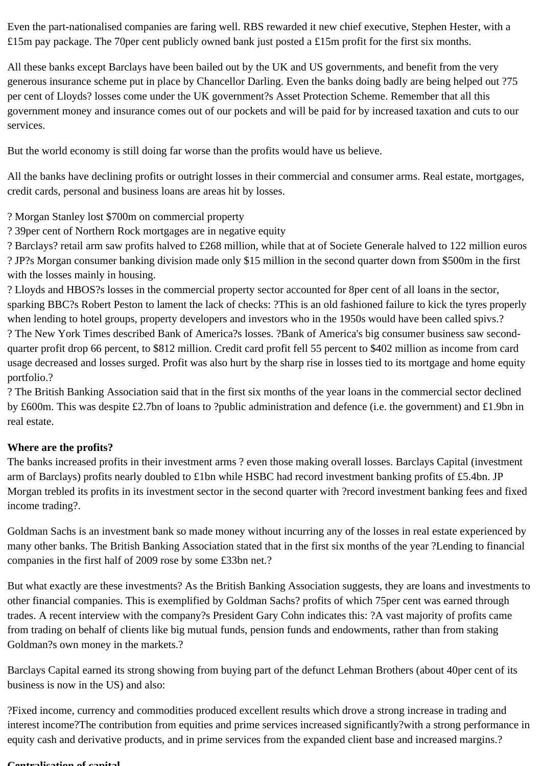Even the part-nationalised companies are faring well. RBS rewarded it new chief executive, Stephen Hester, with a £15m pay package. The 70per cent publicly owned bank just posted a £15m profit for the first six months.

All these banks except Barclays have been bailed out by the UK and US governments, and benefit from the very generous insurance scheme put in place by Chancellor Darling. Even the banks doing badly are being helped out ?75 per cent of Lloyds? losses come under the UK government?s Asset Protection Scheme. Remember that all this government money and insurance comes out of our pockets and will be paid for by increased taxation and cuts to our services.

But the world economy is still doing far worse than the profits would have us believe.

All the banks have declining profits or outright losses in their commercial and consumer arms. Real estate, mortgages, credit cards, personal and business loans are areas hit by losses.

? Morgan Stanley lost $700m on commercial property
? 39per cent of Northern Rock mortgages are in negative equity
? Barclays? retail arm saw profits halved to £268 million, while that at of Societe Generale halved to 122 million euros
? JP?s Morgan consumer banking division made only $15 million in the second quarter down from $500m in the first with the losses mainly in housing.
? Lloyds and HBOS?s losses in the commercial property sector accounted for 8per cent of all loans in the sector, sparking BBC?s Robert Peston to lament the lack of checks: ?This is an old fashioned failure to kick the tyres properly when lending to hotel groups, property developers and investors who in the 1950s would have been called spivs.?
? The New York Times described Bank of America?s losses. ?Bank of America's big consumer business saw second-quarter profit drop 66 percent, to $812 million. Credit card profit fell 55 percent to $402 million as income from card usage decreased and losses surged. Profit was also hurt by the sharp rise in losses tied to its mortgage and home equity portfolio.?
? The British Banking Association said that in the first six months of the year loans in the commercial sector declined by £600m. This was despite £2.7bn of loans to ?public administration and defence (i.e. the government) and £1.9bn in real estate.

**Where are the profits?**
The banks increased profits in their investment arms ? even those making overall losses. Barclays Capital (investment arm of Barclays) profits nearly doubled to £1bn while HSBC had record investment banking profits of £5.4bn. JP Morgan trebled its profits in its investment sector in the second quarter with ?record investment banking fees and fixed income trading?.

Goldman Sachs is an investment bank so made money without incurring any of the losses in real estate experienced by many other banks. The British Banking Association stated that in the first six months of the year ?Lending to financial companies in the first half of 2009 rose by some £33bn net.?

But what exactly are these investments? As the British Banking Association suggests, they are loans and investments to other financial companies. This is exemplified by Goldman Sachs? profits of which 75per cent was earned through trades. A recent interview with the company?s President Gary Cohn indicates this: ?A vast majority of profits came from trading on behalf of clients like big mutual funds, pension funds and endowments, rather than from staking Goldman?s own money in the markets.?

Barclays Capital earned its strong showing from buying part of the defunct Lehman Brothers (about 40per cent of its business is now in the US) and also:

?Fixed income, currency and commodities produced excellent results which drove a strong increase in trading and interest income?The contribution from equities and prime services increased significantly?with a strong performance in equity cash and derivative products, and in prime services from the expanded client base and increased margins.?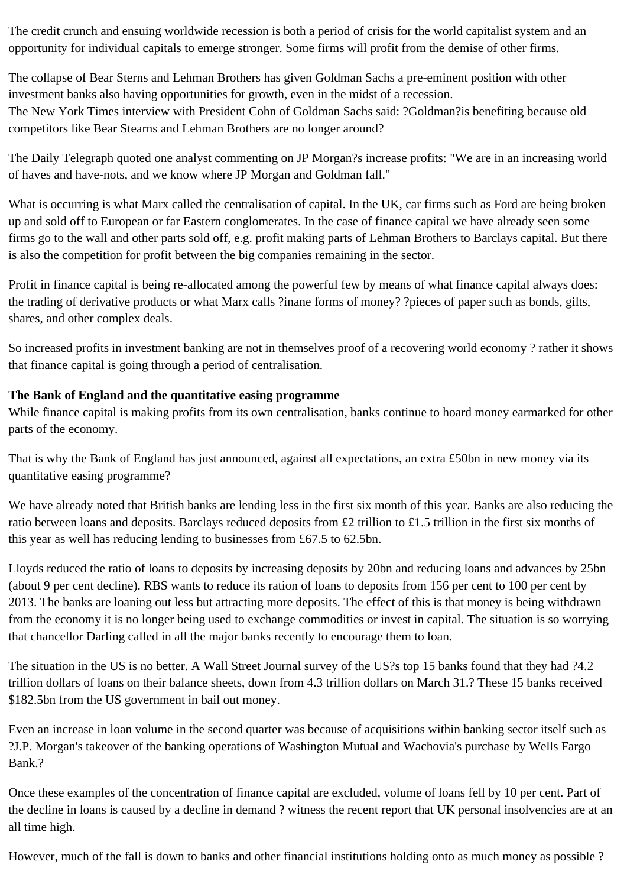The credit crunch and ensuing worldwide recession is both a period of crisis for the world capitalist system and an opportunity for individual capitals to emerge stronger. Some firms will profit from the demise of other firms.

The collapse of Bear Sterns and Lehman Brothers has given Goldman Sachs a pre-eminent position with other investment banks also having opportunities for growth, even in the midst of a recession.
The New York Times interview with President Cohn of Goldman Sachs said: ?Goldman?is benefiting because old competitors like Bear Stearns and Lehman Brothers are no longer around?

The Daily Telegraph quoted one analyst commenting on JP Morgan?s increase profits: "We are in an increasing world of haves and have-nots, and we know where JP Morgan and Goldman fall."

What is occurring is what Marx called the centralisation of capital. In the UK, car firms such as Ford are being broken up and sold off to European or far Eastern conglomerates. In the case of finance capital we have already seen some firms go to the wall and other parts sold off, e.g. profit making parts of Lehman Brothers to Barclays capital. But there is also the competition for profit between the big companies remaining in the sector.

Profit in finance capital is being re-allocated among the powerful few by means of what finance capital always does: the trading of derivative products or what Marx calls ?inane forms of money? ?pieces of paper such as bonds, gilts, shares, and other complex deals.

So increased profits in investment banking are not in themselves proof of a recovering world economy ? rather it shows that finance capital is going through a period of centralisation.

**The Bank of England and the quantitative easing programme**
While finance capital is making profits from its own centralisation, banks continue to hoard money earmarked for other parts of the economy.

That is why the Bank of England has just announced, against all expectations, an extra £50bn in new money via its quantitative easing programme?

We have already noted that British banks are lending less in the first six month of this year. Banks are also reducing the ratio between loans and deposits. Barclays reduced deposits from £2 trillion to £1.5 trillion in the first six months of this year as well has reducing lending to businesses from £67.5 to 62.5bn.

Lloyds reduced the ratio of loans to deposits by increasing deposits by 20bn and reducing loans and advances by 25bn (about 9 per cent decline). RBS wants to reduce its ration of loans to deposits from 156 per cent to 100 per cent by 2013. The banks are loaning out less but attracting more deposits. The effect of this is that money is being withdrawn from the economy it is no longer being used to exchange commodities or invest in capital. The situation is so worrying that chancellor Darling called in all the major banks recently to encourage them to loan.

The situation in the US is no better. A Wall Street Journal survey of the US?s top 15 banks found that they had ?4.2 trillion dollars of loans on their balance sheets, down from 4.3 trillion dollars on March 31.? These 15 banks received $182.5bn from the US government in bail out money.

Even an increase in loan volume in the second quarter was because of acquisitions within banking sector itself such as ?J.P. Morgan's takeover of the banking operations of Washington Mutual and Wachovia's purchase by Wells Fargo Bank.?

Once these examples of the concentration of finance capital are excluded, volume of loans fell by 10 per cent. Part of the decline in loans is caused by a decline in demand ? witness the recent report that UK personal insolvencies are at an all time high.

However, much of the fall is down to banks and other financial institutions holding onto as much money as possible ?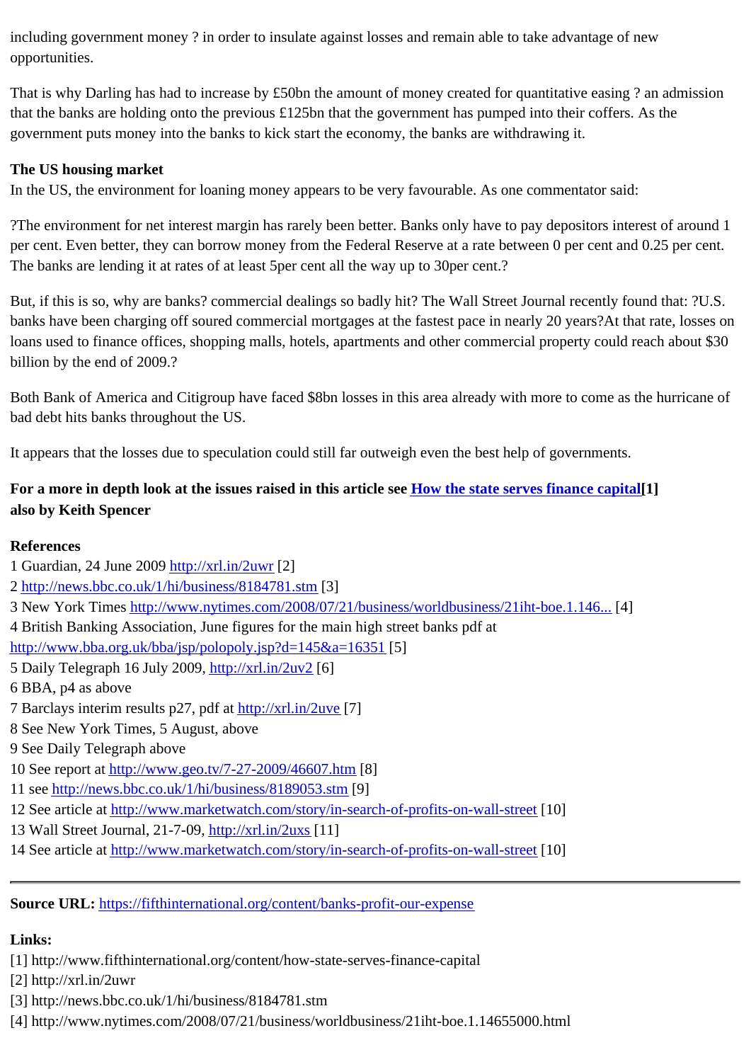including government money ? in order to insulate against losses and remain able to take advantage of new opportunities.

That is why Darling has had to increase by £50bn the amount of money created for quantitative easing ? an admission that the banks are holding onto the previous £125bn that the government has pumped into their coffers. As the government puts money into the banks to kick start the economy, the banks are withdrawing it.

**The US housing market**

In the US, the environment for loaning money appears to be very favourable. As one commentator said:

?The environment for net interest margin has rarely been better. Banks only have to pay depositors interest of around 1 per cent. Even better, they can borrow money from the Federal Reserve at a rate between 0 per cent and 0.25 per cent. The banks are lending it at rates of at least 5per cent all the way up to 30per cent.?

But, if this is so, why are banks? commercial dealings so badly hit? The Wall Street Journal recently found that: ?U.S. banks have been charging off soured commercial mortgages at the fastest pace in nearly 20 years?At that rate, losses on loans used to finance offices, shopping malls, hotels, apartments and other commercial property could reach about $30 billion by the end of 2009.?

Both Bank of America and Citigroup have faced $8bn losses in this area already with more to come as the hurricane of bad debt hits banks throughout the US.

It appears that the losses due to speculation could still far outweigh even the best help of governments.

**For a more in depth look at the issues raised in this article see How the state serves finance capital[1] also by Keith Spencer**

**References**

1 Guardian, 24 June 2009 http://xrl.in/2uwr [2]
2 http://news.bbc.co.uk/1/hi/business/8184781.stm [3]
3 New York Times http://www.nytimes.com/2008/07/21/business/worldbusiness/21iht-boe.1.146... [4]
4 British Banking Association, June figures for the main high street banks pdf at http://www.bba.org.uk/bba/jsp/polopoly.jsp?d=145&a=16351 [5]
5 Daily Telegraph 16 July 2009, http://xrl.in/2uv2 [6]
6 BBA, p4 as above
7 Barclays interim results p27, pdf at http://xrl.in/2uve [7]
8 See New York Times, 5 August, above
9 See Daily Telegraph above
10 See report at http://www.geo.tv/7-27-2009/46607.htm [8]
11 see http://news.bbc.co.uk/1/hi/business/8189053.stm [9]
12 See article at http://www.marketwatch.com/story/in-search-of-profits-on-wall-street [10]
13 Wall Street Journal, 21-7-09, http://xrl.in/2uxs [11]
14 See article at http://www.marketwatch.com/story/in-search-of-profits-on-wall-street [10]

---

**Source URL:** https://fifthinternational.org/content/banks-profit-our-expense

**Links:**
[1] http://www.fifthinternational.org/content/how-state-serves-finance-capital
[2] http://xrl.in/2uwr
[3] http://news.bbc.co.uk/1/hi/business/8184781.stm
[4] http://www.nytimes.com/2008/07/21/business/worldbusiness/21iht-boe.1.14655000.html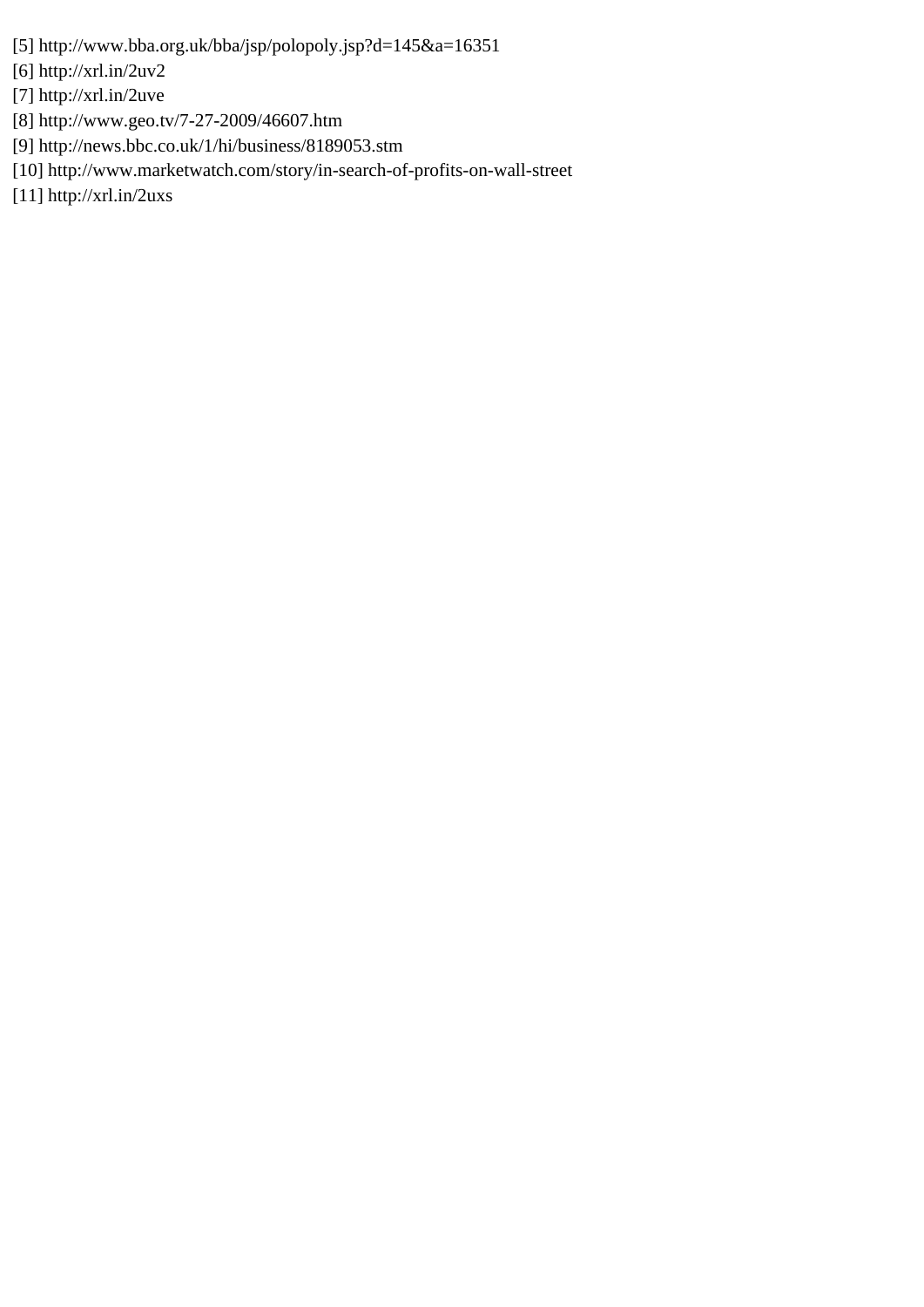[5] http://www.bba.org.uk/bba/jsp/polopoly.jsp?d=145&a=16351

[6] http://xrl.in/2uv2

[7] http://xrl.in/2uve

[8] http://www.geo.tv/7-27-2009/46607.htm

[9] http://news.bbc.co.uk/1/hi/business/8189053.stm

[10] http://www.marketwatch.com/story/in-search-of-profits-on-wall-street

[11] http://xrl.in/2uxs